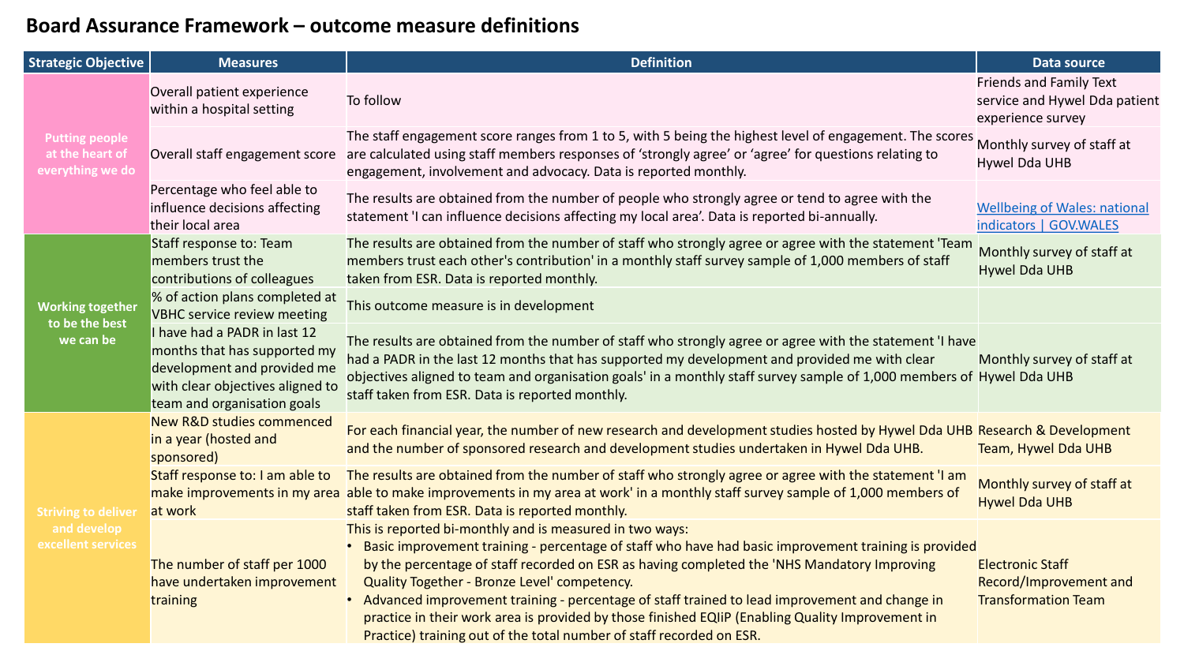# Board Assurance Framework – outcome measure definitions

| Strategic Objective | Measures | Definition | Data source |
|---|---|---|---|
| Putting people at the heart of everything we do | Overall patient experience within a hospital setting | To follow | Friends and Family Text service and Hywel Dda patient experience survey |
| | Overall staff engagement score | The staff engagement score ranges from 1 to 5, with 5 being the highest level of engagement. The scores are calculated using staff members responses of 'strongly agree' or 'agree' for questions relating to engagement, involvement and advocacy. Data is reported monthly. | Monthly survey of staff at Hywel Dda UHB |
| | Percentage who feel able to influence decisions affecting their local area | The results are obtained from the number of people who strongly agree or tend to agree with the statement 'I can influence decisions affecting my local area'. Data is reported bi-annually. | [Wellbeing of Wales: national indicators \| GOV.WALES] |
| Working together to be the best we can be | Staff response to: Team members trust the contributions of colleagues | The results are obtained from the number of staff who strongly agree or agree with the statement 'Team members trust each other's contribution' in a monthly staff survey sample of 1,000 members of staff taken from ESR. Data is reported monthly. | Monthly survey of staff at Hywel Dda UHB |
| | % of action plans completed at VBHC service review meeting | This outcome measure is in development | |
| | I have had a PADR in last 12 months that has supported my development and provided me with clear objectives aligned to team and organisation goals | The results are obtained from the number of staff who strongly agree or agree with the statement 'I have had a PADR in the last 12 months that has supported my development and provided me with clear objectives aligned to team and organisation goals' in a monthly staff survey sample of 1,000 members of staff taken from ESR. Data is reported monthly. | Monthly survey of staff at Hywel Dda UHB |
| Striving to deliver and develop excellent services | New R&D studies commenced in a year (hosted and sponsored) | For each financial year, the number of new research and development studies hosted by Hywel Dda UHB and the number of sponsored research and development studies undertaken in Hywel Dda UHB. | Research & Development Team, Hywel Dda UHB |
| | Staff response to: I am able to make improvements in my area at work | The results are obtained from the number of staff who strongly agree or agree with the statement 'I am able to make improvements in my area at work' in a monthly staff survey sample of 1,000 members of staff taken from ESR. Data is reported monthly. | Monthly survey of staff at Hywel Dda UHB |
| | The number of staff per 1000 have undertaken improvement training | This is reported bi-monthly and is measured in two ways:<br>• Basic improvement training - percentage of staff who have had basic improvement training is provided by the percentage of staff recorded on ESR as having completed the 'NHS Mandatory Improving Quality Together - Bronze Level' competency.<br>• Advanced improvement training - percentage of staff trained to lead improvement and change in practice in their work area is provided by those finished EQIiP (Enabling Quality Improvement in Practice) training out of the total number of staff recorded on ESR. | Electronic Staff Record/Improvement and Transformation Team |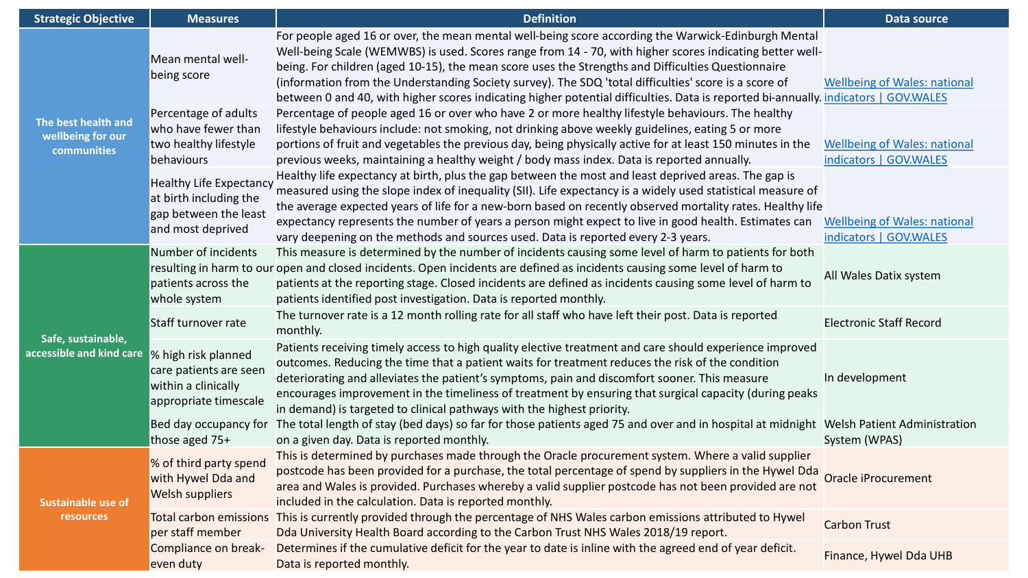| Strategic Objective | Measures | Definition | Data source |
|---|---|---|---|
| The best health and wellbeing for our communities | Mean mental well-being score | For people aged 16 or over, the mean mental well-being score according the Warwick-Edinburgh Mental Well-being Scale (WEMWBS) is used. Scores range from 14 - 70, with higher scores indicating better well-being. For children (aged 10-15), the mean score uses the Strengths and Difficulties Questionnaire (information from the Understanding Society survey). The SDQ 'total difficulties' score is a score of between 0 and 40, with higher scores indicating higher potential difficulties. Data is reported bi-annually. | Wellbeing of Wales: national indicators \| GOV.WALES |
| | Percentage of adults who have fewer than two healthy lifestyle behaviours | Percentage of people aged 16 or over who have 2 or more healthy lifestyle behaviours. The healthy lifestyle behaviours include: not smoking, not drinking above weekly guidelines, eating 5 or more portions of fruit and vegetables the previous day, being physically active for at least 150 minutes in the previous weeks, maintaining a healthy weight / body mass index. Data is reported annually. | Wellbeing of Wales: national indicators \| GOV.WALES |
| | Healthy Life Expectancy at birth including the gap between the least and most deprived | Healthy life expectancy at birth, plus the gap between the most and least deprived areas. The gap is measured using the slope index of inequality (SII). Life expectancy is a widely used statistical measure of the average expected years of life for a new-born based on recently observed mortality rates. Healthy life expectancy represents the number of years a person might expect to live in good health. Estimates can vary deepening on the methods and sources used. Data is reported every 2-3 years. | Wellbeing of Wales: national indicators \| GOV.WALES |
| Safe, sustainable, accessible and kind care | Number of incidents resulting in harm to our patients across the whole system | This measure is determined by the number of incidents causing some level of harm to patients for both open and closed incidents. Open incidents are defined as incidents causing some level of harm to patients at the reporting stage. Closed incidents are defined as incidents causing some level of harm to patients identified post investigation. Data is reported monthly. | All Wales Datix system |
| | Staff turnover rate | The turnover rate is a 12 month rolling rate for all staff who have left their post. Data is reported monthly. | Electronic Staff Record |
| | % high risk planned care patients are seen within a clinically appropriate timescale | Patients receiving timely access to high quality elective treatment and care should experience improved outcomes. Reducing the time that a patient waits for treatment reduces the risk of the condition deteriorating and alleviates the patient's symptoms, pain and discomfort sooner. This measure encourages improvement in the timeliness of treatment by ensuring that surgical capacity (during peaks in demand) is targeted to clinical pathways with the highest priority. | In development |
| | Bed day occupancy for those aged 75+ | The total length of stay (bed days) so far for those patients aged 75 and over and in hospital at midnight on a given day. Data is reported monthly. | Welsh Patient Administration System (WPAS) |
| Sustainable use of resources | % of third party spend with Hywel Dda and Welsh suppliers | This is determined by purchases made through the Oracle procurement system. Where a valid supplier postcode has been provided for a purchase, the total percentage of spend by suppliers in the Hywel Dda area and Wales is provided. Purchases whereby a valid supplier postcode has not been provided are not included in the calculation. Data is reported monthly. | Oracle iProcurement |
| | Total carbon emissions per staff member | This is currently provided through the percentage of NHS Wales carbon emissions attributed to Hywel Dda University Health Board according to the Carbon Trust NHS Wales 2018/19 report. | Carbon Trust |
| | Compliance on break-even duty | Determines if the cumulative deficit for the year to date is inline with the agreed end of year deficit. Data is reported monthly. | Finance, Hywel Dda UHB |